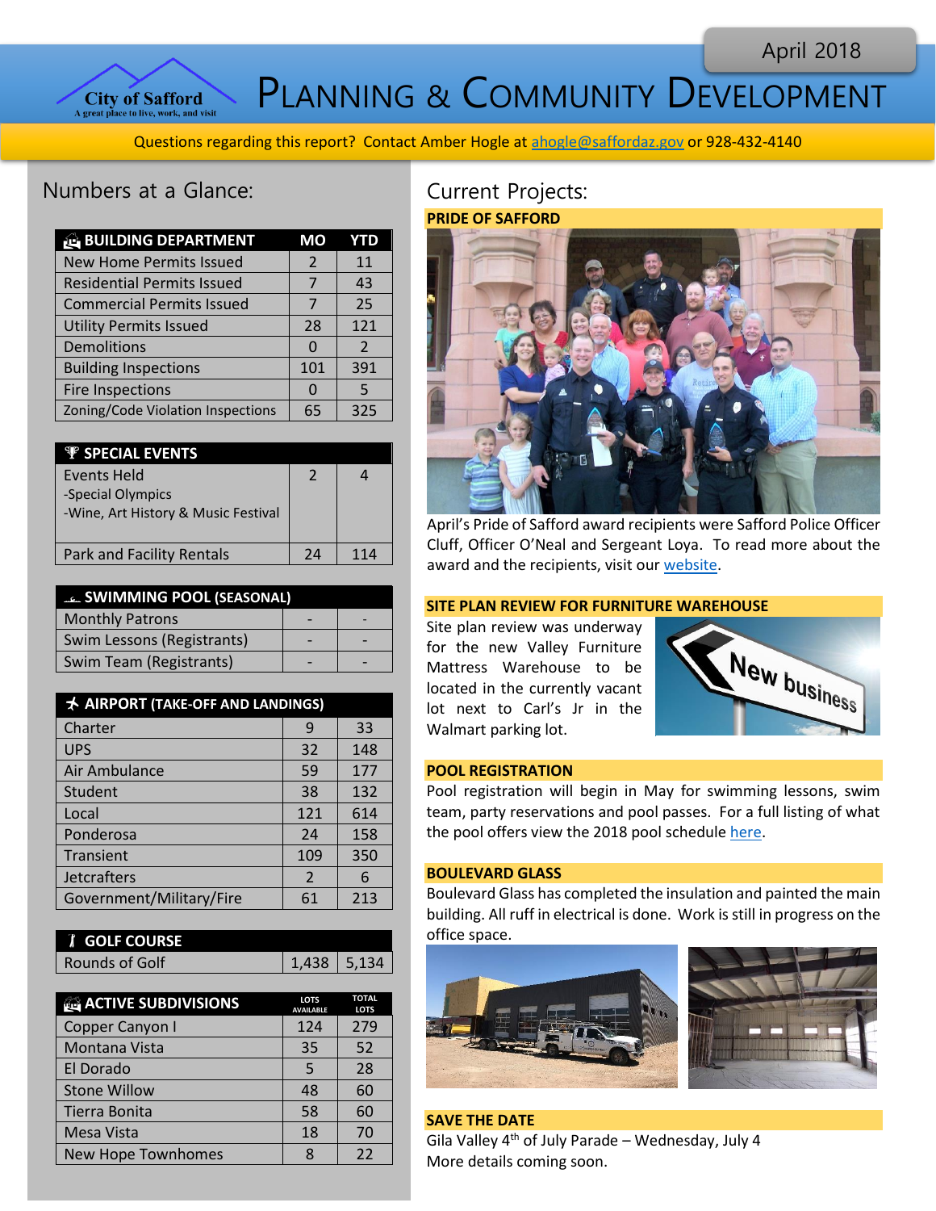April 2018

City of Safford
A great place to live, work, and visit

# Planning & Community Development

Questions regarding this report? Contact Amber Hogle at ahogle@saffordaz.gov or 928-432-4140

## Numbers at a Glance:

| BUILDING DEPARTMENT | MO | YTD |
|---|---|---|
| New Home Permits Issued | 2 | 11 |
| Residential Permits Issued | 7 | 43 |
| Commercial Permits Issued | 7 | 25 |
| Utility Permits Issued | 28 | 121 |
| Demolitions | 0 | 2 |
| Building Inspections | 101 | 391 |
| Fire Inspections | 0 | 5 |
| Zoning/Code Violation Inspections | 65 | 325 |

| SPECIAL EVENTS | | |
|---|---|---|
| Events Held<br>-Special Olympics<br>-Wine, Art History & Music Festival | 2 | 4 |
| Park and Facility Rentals | 24 | 114 |

| SWIMMING POOL (SEASONAL) | | |
|---|---|---|
| Monthly Patrons | - | - |
| Swim Lessons (Registrants) | - | - |
| Swim Team (Registrants) | - | - |

| AIRPORT (TAKE-OFF AND LANDINGS) | | |
|---|---|---|
| Charter | 9 | 33 |
| UPS | 32 | 148 |
| Air Ambulance | 59 | 177 |
| Student | 38 | 132 |
| Local | 121 | 614 |
| Ponderosa | 24 | 158 |
| Transient | 109 | 350 |
| Jetcrafters | 2 | 6 |
| Government/Military/Fire | 61 | 213 |

| GOLF COURSE | | |
|---|---|---|
| Rounds of Golf | 1,438 | 5,134 |

| ACTIVE SUBDIVISIONS | LOTS AVAILABLE | TOTAL LOTS |
|---|---|---|
| Copper Canyon I | 124 | 279 |
| Montana Vista | 35 | 52 |
| El Dorado | 5 | 28 |
| Stone Willow | 48 | 60 |
| Tierra Bonita | 58 | 60 |
| Mesa Vista | 18 | 70 |
| New Hope Townhomes | 8 | 22 |

## Current Projects:

### PRIDE OF SAFFORD

April's Pride of Safford award recipients were Safford Police Officer Cluff, Officer O'Neal and Sergeant Loya. To read more about the award and the recipients, visit our website.

### SITE PLAN REVIEW FOR FURNITURE WAREHOUSE

Site plan review was underway for the new Valley Furniture Mattress Warehouse to be located in the currently vacant lot next to Carl's Jr in the Walmart parking lot.

### POOL REGISTRATION

Pool registration will begin in May for swimming lessons, swim team, party reservations and pool passes. For a full listing of what the pool offers view the 2018 pool schedule here.

### BOULEVARD GLASS

Boulevard Glass has completed the insulation and painted the main building. All ruff in electrical is done. Work is still in progress on the office space.

### SAVE THE DATE

Gila Valley 4th of July Parade – Wednesday, July 4
More details coming soon.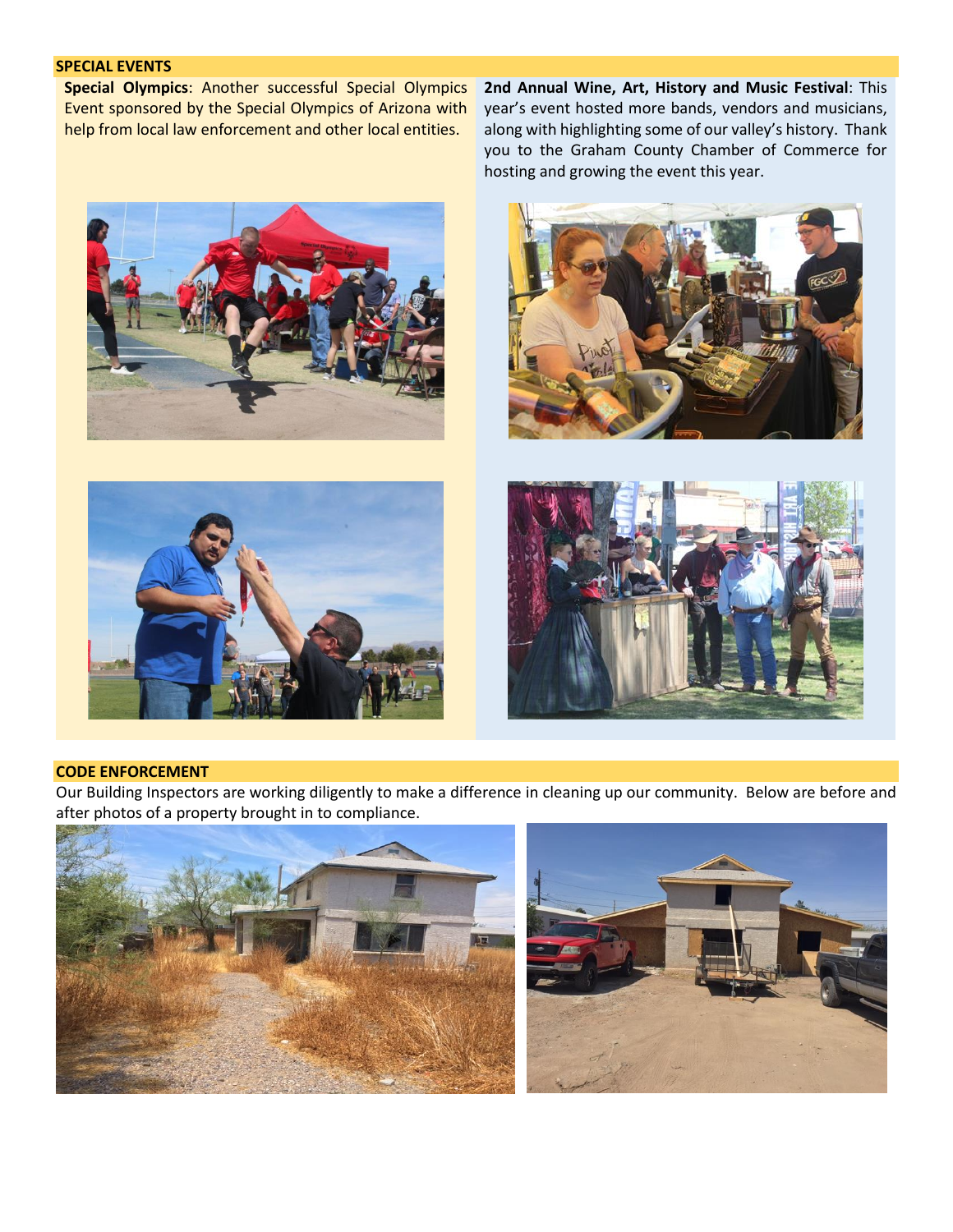## SPECIAL EVENTS

**Special Olympics**: Another successful Special Olympics Event sponsored by the Special Olympics of Arizona with help from local law enforcement and other local entities.

**2nd Annual Wine, Art, History and Music Festival**: This year's event hosted more bands, vendors and musicians, along with highlighting some of our valley's history. Thank you to the Graham County Chamber of Commerce for hosting and growing the event this year.

## CODE ENFORCEMENT

Our Building Inspectors are working diligently to make a difference in cleaning up our community. Below are before and after photos of a property brought in to compliance.